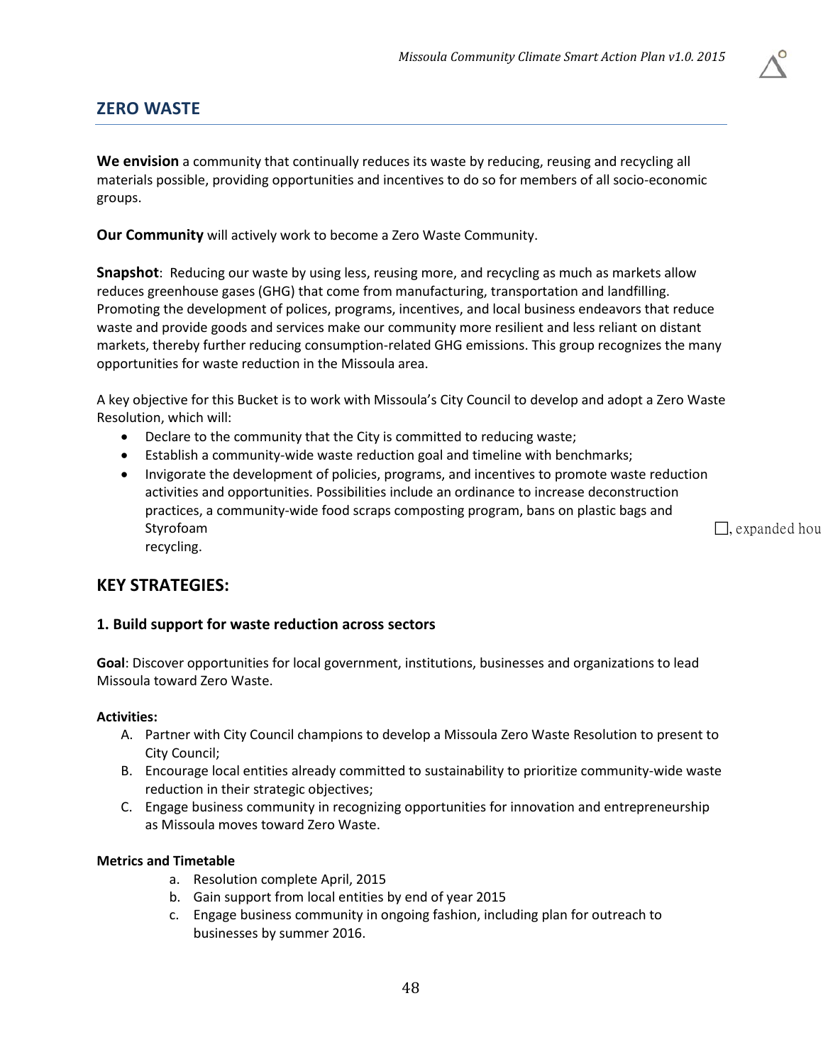## ZERO WASTE

**We envision** a community that continually reduces its waste by reducing, reusing and recycling all materials possible, providing opportunities and incentives to do so for members of all socio-economic groups.

**Our Community** will actively work to become a Zero Waste Community.

**Snapshot**: Reducing our waste by using less, reusing more, and recycling as much as markets allow reduces greenhouse gases (GHG) that come from manufacturing, transportation and landfilling. Promoting the development of polices, programs, incentives, and local business endeavors that reduce waste and provide goods and services make our community more resilient and less reliant on distant markets, thereby further reducing consumption-related GHG emissions. This group recognizes the many opportunities for waste reduction in the Missoula area.

A key objective for this Bucket is to work with Missoula's City Council to develop and adopt a Zero Waste Resolution, which will:

- Declare to the community that the City is committed to reducing waste;
- Establish a community-wide waste reduction goal and timeline with benchmarks;
- Invigorate the development of policies, programs, and incentives to promote waste reduction activities and opportunities. Possibilities include an ordinance to increase deconstruction practices, a community-wide food scraps composting program, bans on plastic bags and Styrofoam ☐, expanded hou recycling.

## KEY STRATEGIES:

### 1. Build support for waste reduction across sectors

**Goal**: Discover opportunities for local government, institutions, businesses and organizations to lead Missoula toward Zero Waste.

**Activities:**

A. Partner with City Council champions to develop a Missoula Zero Waste Resolution to present to City Council;
B. Encourage local entities already committed to sustainability to prioritize community-wide waste reduction in their strategic objectives;
C. Engage business community in recognizing opportunities for innovation and entrepreneurship as Missoula moves toward Zero Waste.

**Metrics and Timetable**

a. Resolution complete April, 2015
b. Gain support from local entities by end of year 2015
c. Engage business community in ongoing fashion, including plan for outreach to businesses by summer 2016.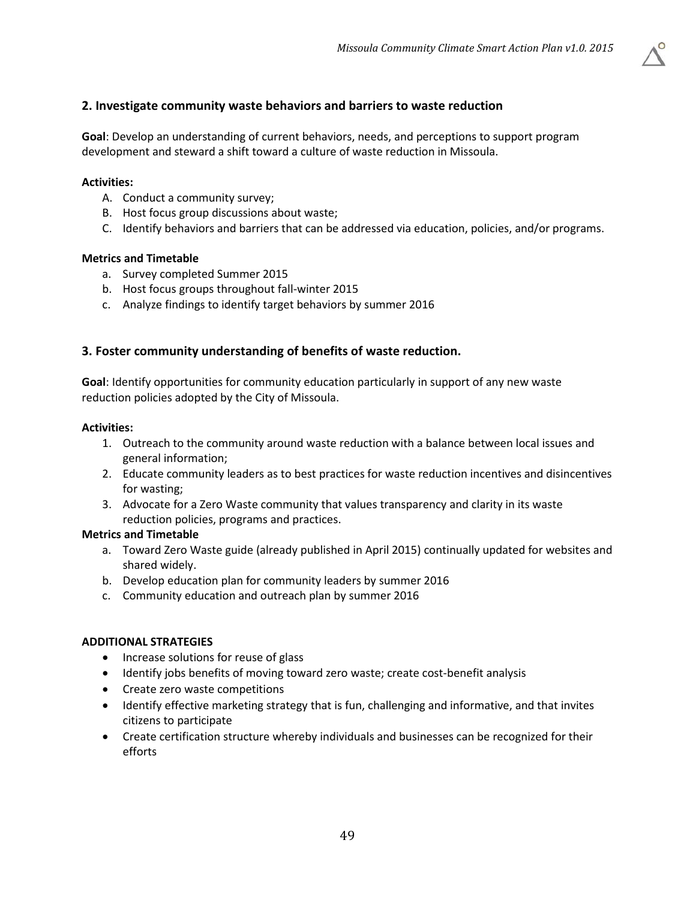## 2. Investigate community waste behaviors and barriers to waste reduction

**Goal**: Develop an understanding of current behaviors, needs, and perceptions to support program development and steward a shift toward a culture of waste reduction in Missoula.

**Activities:**

A. Conduct a community survey;
B. Host focus group discussions about waste;
C. Identify behaviors and barriers that can be addressed via education, policies, and/or programs.

**Metrics and Timetable**

a. Survey completed Summer 2015
b. Host focus groups throughout fall-winter 2015
c. Analyze findings to identify target behaviors by summer 2016

## 3. Foster community understanding of benefits of waste reduction.

**Goal**: Identify opportunities for community education particularly in support of any new waste reduction policies adopted by the City of Missoula.

**Activities:**

1. Outreach to the community around waste reduction with a balance between local issues and general information;
2. Educate community leaders as to best practices for waste reduction incentives and disincentives for wasting;
3. Advocate for a Zero Waste community that values transparency and clarity in its waste reduction policies, programs and practices.

**Metrics and Timetable**

a. Toward Zero Waste guide (already published in April 2015) continually updated for websites and shared widely.
b. Develop education plan for community leaders by summer 2016
c. Community education and outreach plan by summer 2016

**ADDITIONAL STRATEGIES**

- Increase solutions for reuse of glass
- Identify jobs benefits of moving toward zero waste; create cost-benefit analysis
- Create zero waste competitions
- Identify effective marketing strategy that is fun, challenging and informative, and that invites citizens to participate
- Create certification structure whereby individuals and businesses can be recognized for their efforts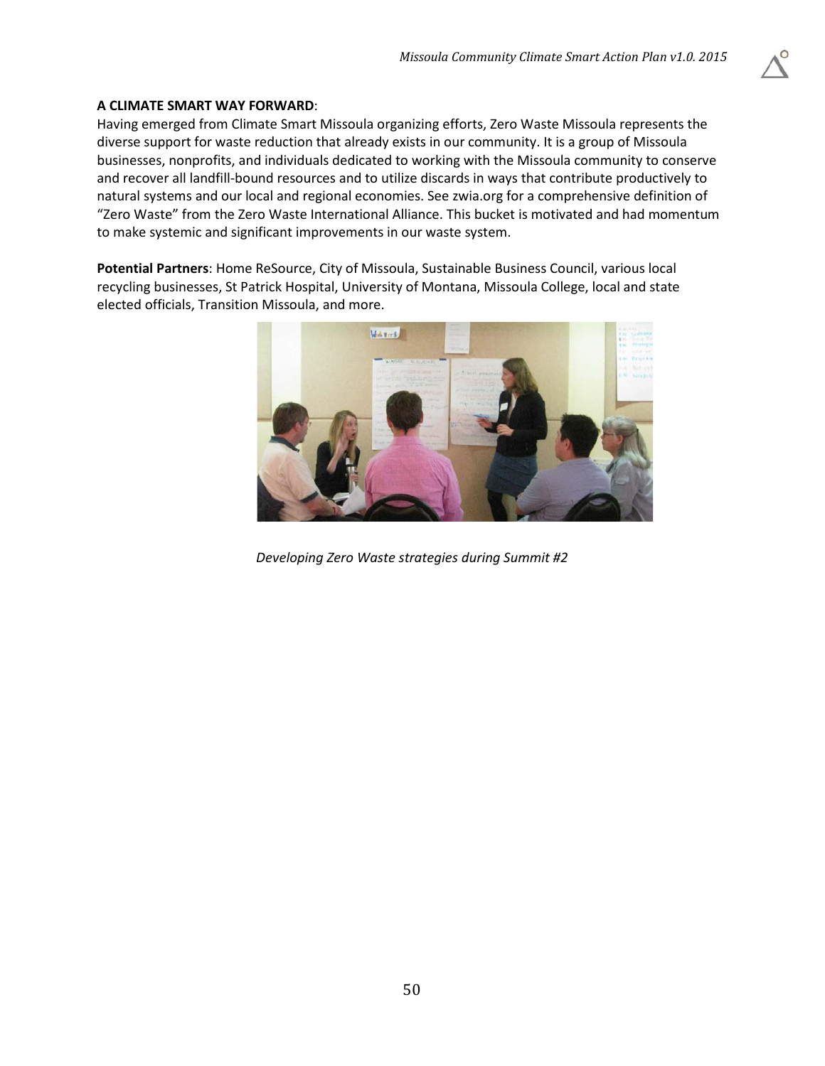**A CLIMATE SMART WAY FORWARD**:

Having emerged from Climate Smart Missoula organizing efforts, Zero Waste Missoula represents the diverse support for waste reduction that already exists in our community. It is a group of Missoula businesses, nonprofits, and individuals dedicated to working with the Missoula community to conserve and recover all landfill-bound resources and to utilize discards in ways that contribute productively to natural systems and our local and regional economies. See zwia.org for a comprehensive definition of "Zero Waste" from the Zero Waste International Alliance. This bucket is motivated and had momentum to make systemic and significant improvements in our waste system.

**Potential Partners**: Home ReSource, City of Missoula, Sustainable Business Council, various local recycling businesses, St Patrick Hospital, University of Montana, Missoula College, local and state elected officials, Transition Missoula, and more.

*Developing Zero Waste strategies during Summit #2*